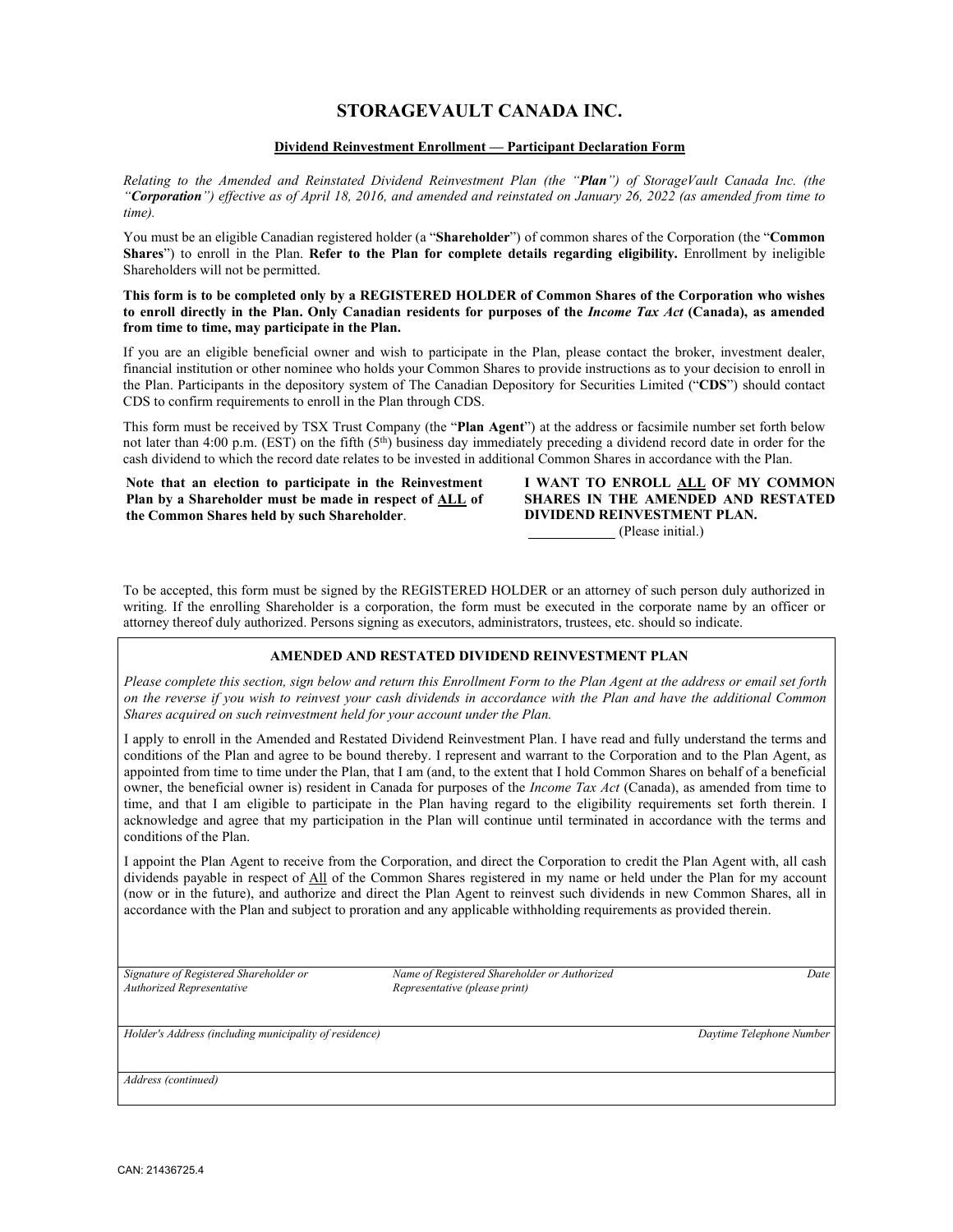# STORAGEVAULT CANADA INC.

**Dividend Reinvestment Enrollment — Participant Declaration Form**

*Relating to the Amended and Reinstated Dividend Reinvestment Plan (the "**Plan**") of StorageVault Canada Inc. (the "**Corporation**") effective as of April 18, 2016, and amended and reinstated on January 26, 2022 (as amended from time to time).*

You must be an eligible Canadian registered holder (a "**Shareholder**") of common shares of the Corporation (the "**Common Shares**") to enroll in the Plan. **Refer to the Plan for complete details regarding eligibility.** Enrollment by ineligible Shareholders will not be permitted.

**This form is to be completed only by a REGISTERED HOLDER of Common Shares of the Corporation who wishes to enroll directly in the Plan. Only Canadian residents for purposes of the *Income Tax Act* (Canada), as amended from time to time, may participate in the Plan.**

If you are an eligible beneficial owner and wish to participate in the Plan, please contact the broker, investment dealer, financial institution or other nominee who holds your Common Shares to provide instructions as to your decision to enroll in the Plan. Participants in the depository system of The Canadian Depository for Securities Limited ("**CDS**") should contact CDS to confirm requirements to enroll in the Plan through CDS.

This form must be received by TSX Trust Company (the "**Plan Agent**") at the address or facsimile number set forth below not later than 4:00 p.m. (EST) on the fifth (5th) business day immediately preceding a dividend record date in order for the cash dividend to which the record date relates to be invested in additional Common Shares in accordance with the Plan.

**Note that an election to participate in the Reinvestment Plan by a Shareholder must be made in respect of ALL of the Common Shares held by such Shareholder**.

**I WANT TO ENROLL ALL OF MY COMMON SHARES IN THE AMENDED AND RESTATED DIVIDEND REINVESTMENT PLAN.**

\_\_\_\_\_\_\_\_\_\_\_\_ (Please initial.)

To be accepted, this form must be signed by the REGISTERED HOLDER or an attorney of such person duly authorized in writing. If the enrolling Shareholder is a corporation, the form must be executed in the corporate name by an officer or attorney thereof duly authorized. Persons signing as executors, administrators, trustees, etc. should so indicate.

## AMENDED AND RESTATED DIVIDEND REINVESTMENT PLAN

*Please complete this section, sign below and return this Enrollment Form to the Plan Agent at the address or email set forth on the reverse if you wish to reinvest your cash dividends in accordance with the Plan and have the additional Common Shares acquired on such reinvestment held for your account under the Plan.*

I apply to enroll in the Amended and Restated Dividend Reinvestment Plan. I have read and fully understand the terms and conditions of the Plan and agree to be bound thereby. I represent and warrant to the Corporation and to the Plan Agent, as appointed from time to time under the Plan, that I am (and, to the extent that I hold Common Shares on behalf of a beneficial owner, the beneficial owner is) resident in Canada for purposes of the *Income Tax Act* (Canada), as amended from time to time, and that I am eligible to participate in the Plan having regard to the eligibility requirements set forth therein. I acknowledge and agree that my participation in the Plan will continue until terminated in accordance with the terms and conditions of the Plan.

I appoint the Plan Agent to receive from the Corporation, and direct the Corporation to credit the Plan Agent with, all cash dividends payable in respect of All of the Common Shares registered in my name or held under the Plan for my account (now or in the future), and authorize and direct the Plan Agent to reinvest such dividends in new Common Shares, all in accordance with the Plan and subject to proration and any applicable withholding requirements as provided therein.

| *Signature of Registered Shareholder or Authorized Representative* | *Name of Registered Shareholder or Authorized Representative (please print)* | *Date* |
| --- | --- | --- |

| *Holder's Address (including municipality of residence)* | *Daytime Telephone Number* |
| --- | --- |

*Address (continued)*

CAN: 21436725.4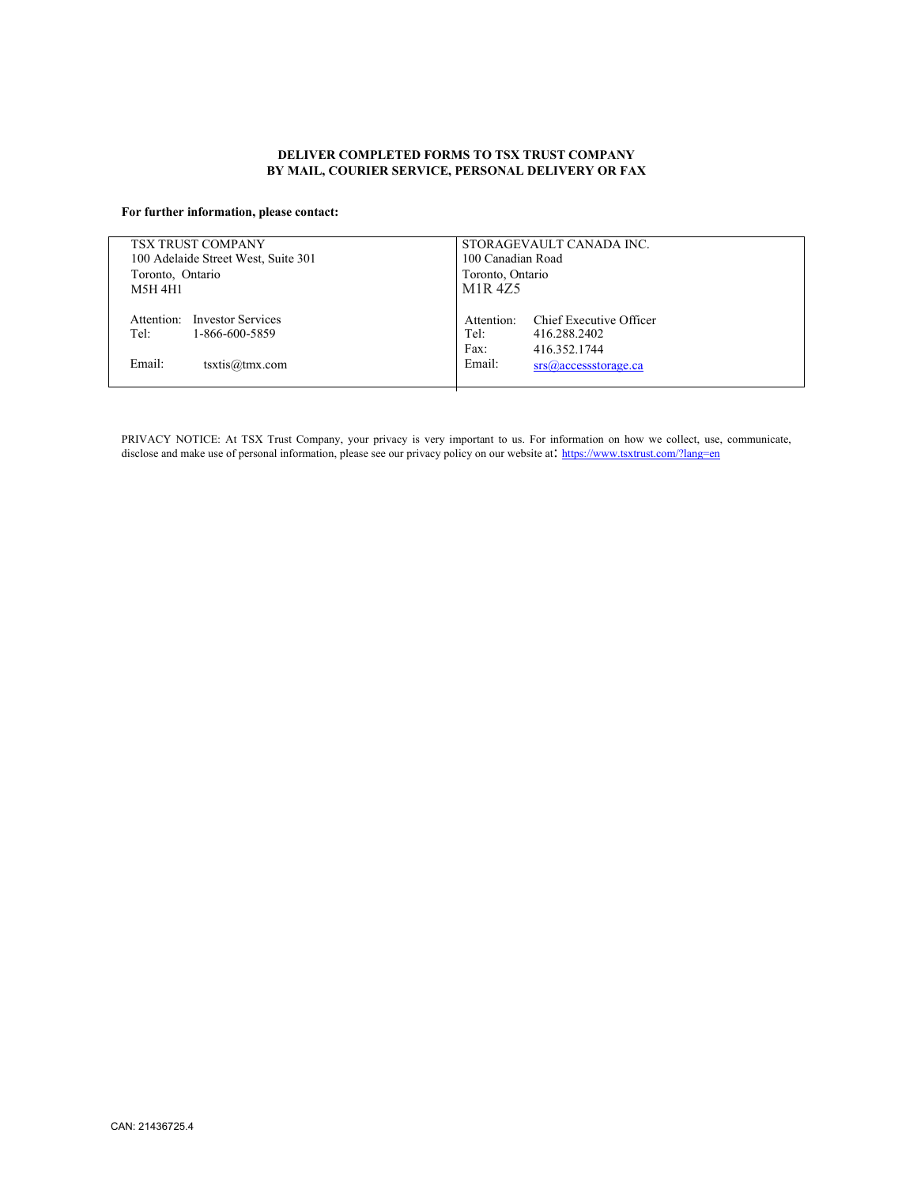**DELIVER COMPLETED FORMS TO TSX TRUST COMPANY**
**BY MAIL, COURIER SERVICE, PERSONAL DELIVERY OR FAX**

**For further information, please contact:**

| | |
|---|---|
| TSX TRUST COMPANY<br>100 Adelaide Street West, Suite 301<br>Toronto, Ontario<br>M5H 4H1<br><br>Attention: Investor Services<br>Tel: 1-866-600-5859<br><br>Email: tsxtis@tmx.com | STORAGEVAULT CANADA INC.<br>100 Canadian Road<br>Toronto, Ontario<br>M1R 4Z5<br><br>Attention: Chief Executive Officer<br>Tel: 416.288.2402<br>Fax: 416.352.1744<br>Email: srs@accessstorage.ca |

PRIVACY NOTICE: At TSX Trust Company, your privacy is very important to us. For information on how we collect, use, communicate, disclose and make use of personal information, please see our privacy policy on our website at: https://www.tsxtrust.com/?lang=en

CAN: 21436725.4